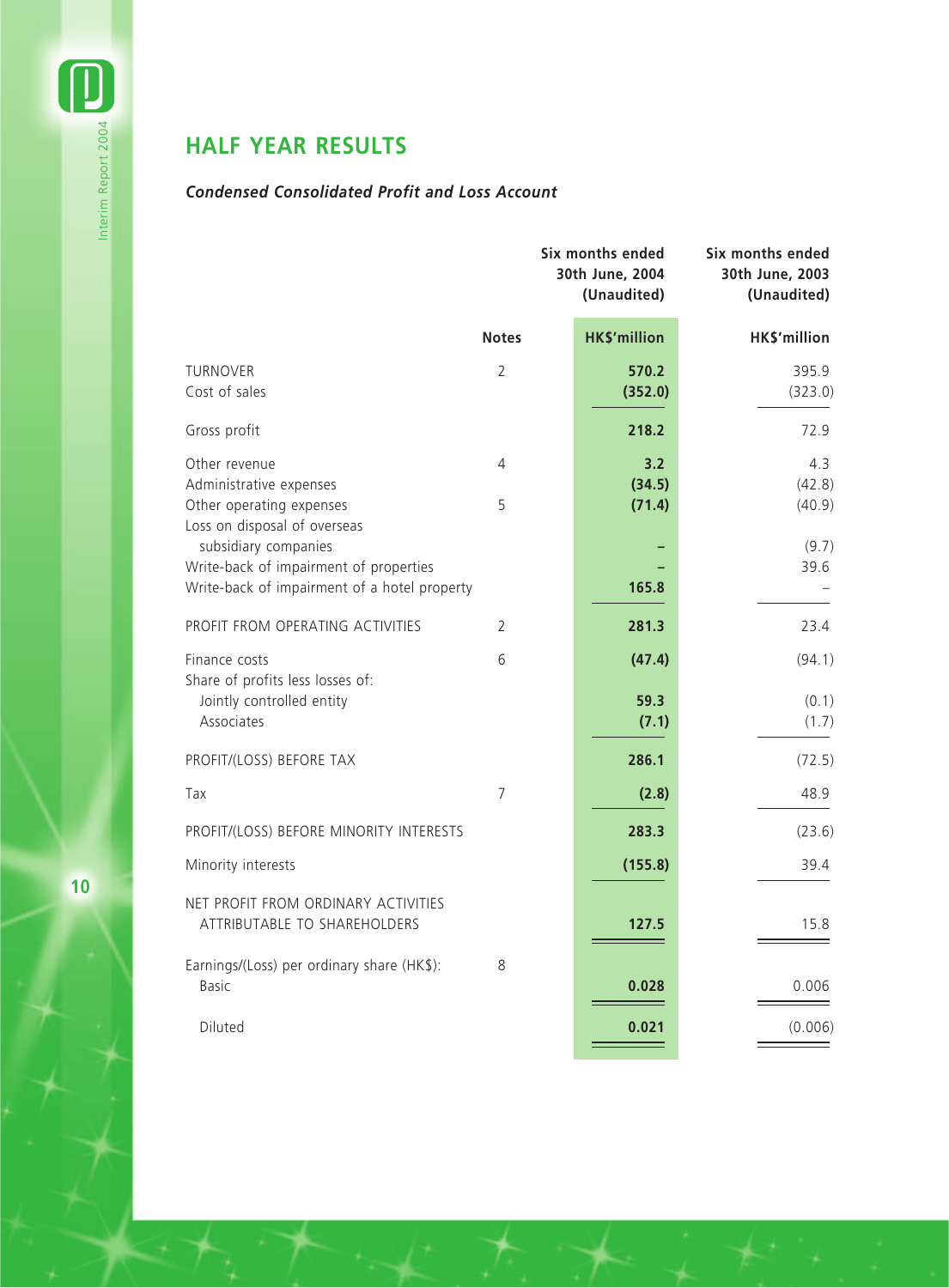## HALF YEAR RESULTS

### *Condensed Consolidated Profit and Loss Account*

| | Notes | Six months ended 30th June, 2004 (Unaudited) | Six months ended 30th June, 2003 (Unaudited) |
|---|---|---|---|
| | | **HK$'million** | **HK$'million** |
| TURNOVER | 2 | **570.2** | 395.9 |
| Cost of sales | | **(352.0)** | (323.0) |
| Gross profit | | **218.2** | 72.9 |
| Other revenue | 4 | **3.2** | 4.3 |
| Administrative expenses | | **(34.5)** | (42.8) |
| Other operating expenses | 5 | **(71.4)** | (40.9) |
| Loss on disposal of overseas subsidiary companies | | **–** | (9.7) |
| Write-back of impairment of properties | | **–** | 39.6 |
| Write-back of impairment of a hotel property | | **165.8** | – |
| PROFIT FROM OPERATING ACTIVITIES | 2 | **281.3** | 23.4 |
| Finance costs | 6 | **(47.4)** | (94.1) |
| Share of profits less losses of: | | | |
| Jointly controlled entity | | **59.3** | (0.1) |
| Associates | | **(7.1)** | (1.7) |
| PROFIT/(LOSS) BEFORE TAX | | **286.1** | (72.5) |
| Tax | 7 | **(2.8)** | 48.9 |
| PROFIT/(LOSS) BEFORE MINORITY INTERESTS | | **283.3** | (23.6) |
| Minority interests | | **(155.8)** | 39.4 |
| NET PROFIT FROM ORDINARY ACTIVITIES ATTRIBUTABLE TO SHAREHOLDERS | | **127.5** | 15.8 |
| Earnings/(Loss) per ordinary share (HK$): | 8 | | |
| Basic | | **0.028** | 0.006 |
| Diluted | | **0.021** | (0.006) |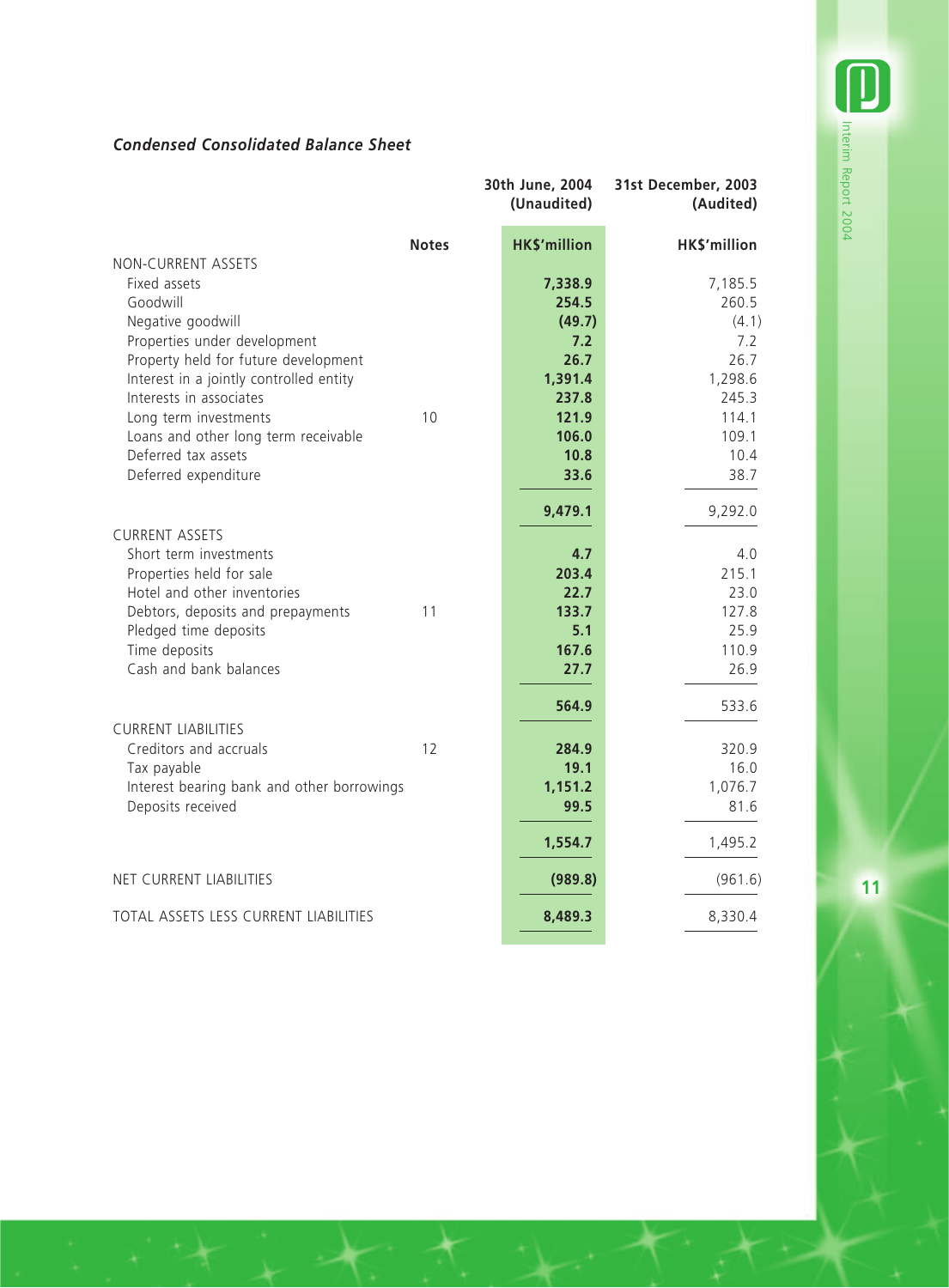### *Condensed Consolidated Balance Sheet*

| | Notes | 30th June, 2004 (Unaudited) | 31st December, 2003 (Audited) |
|---|---|---|---|
| | | **HK$'million** | **HK$'million** |
| NON-CURRENT ASSETS | | | |
| Fixed assets | | **7,338.9** | 7,185.5 |
| Goodwill | | **254.5** | 260.5 |
| Negative goodwill | | **(49.7)** | (4.1) |
| Properties under development | | **7.2** | 7.2 |
| Property held for future development | | **26.7** | 26.7 |
| Interest in a jointly controlled entity | | **1,391.4** | 1,298.6 |
| Interests in associates | | **237.8** | 245.3 |
| Long term investments | 10 | **121.9** | 114.1 |
| Loans and other long term receivable | | **106.0** | 109.1 |
| Deferred tax assets | | **10.8** | 10.4 |
| Deferred expenditure | | **33.6** | 38.7 |
| | | **9,479.1** | 9,292.0 |
| CURRENT ASSETS | | | |
| Short term investments | | **4.7** | 4.0 |
| Properties held for sale | | **203.4** | 215.1 |
| Hotel and other inventories | | **22.7** | 23.0 |
| Debtors, deposits and prepayments | 11 | **133.7** | 127.8 |
| Pledged time deposits | | **5.1** | 25.9 |
| Time deposits | | **167.6** | 110.9 |
| Cash and bank balances | | **27.7** | 26.9 |
| | | **564.9** | 533.6 |
| CURRENT LIABILITIES | | | |
| Creditors and accruals | 12 | **284.9** | 320.9 |
| Tax payable | | **19.1** | 16.0 |
| Interest bearing bank and other borrowings | | **1,151.2** | 1,076.7 |
| Deposits received | | **99.5** | 81.6 |
| | | **1,554.7** | 1,495.2 |
| NET CURRENT LIABILITIES | | **(989.8)** | (961.6) |
| TOTAL ASSETS LESS CURRENT LIABILITIES | | **8,489.3** | 8,330.4 |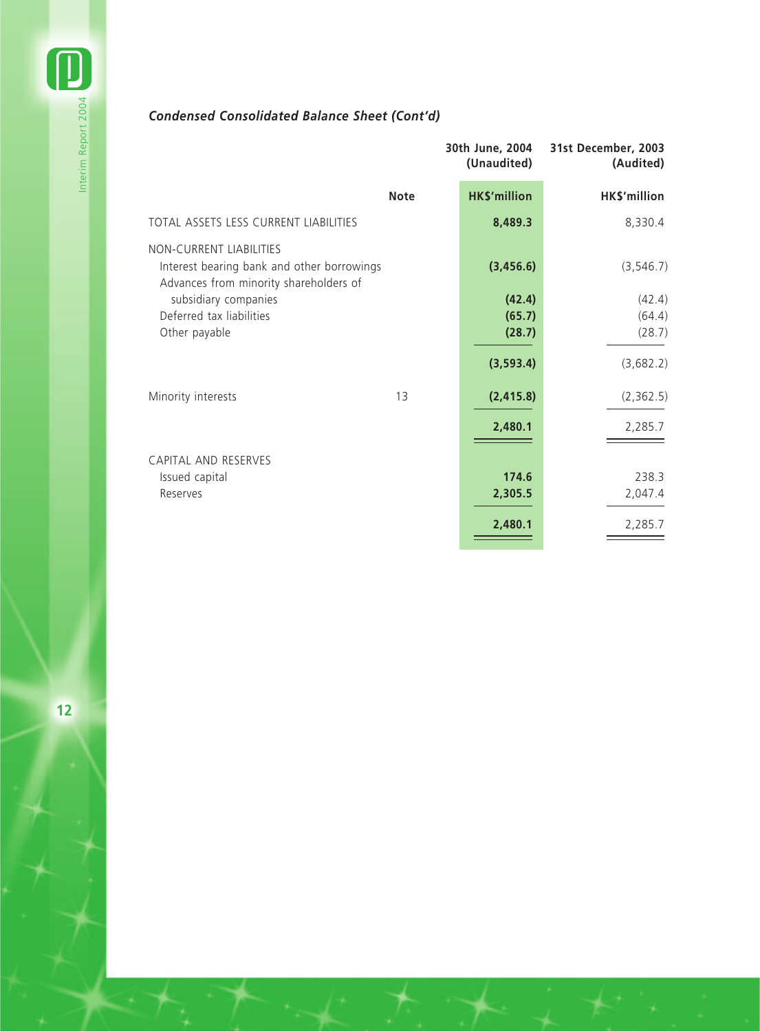### *Condensed Consolidated Balance Sheet (Cont'd)*

| | Note | 30th June, 2004 (Unaudited) | 31st December, 2003 (Audited) |
|---|---|---|---|
| | | **HK$'million** | **HK$'million** |
| TOTAL ASSETS LESS CURRENT LIABILITIES | | **8,489.3** | 8,330.4 |
| NON-CURRENT LIABILITIES | | | |
| Interest bearing bank and other borrowings | | **(3,456.6)** | (3,546.7) |
| Advances from minority shareholders of subsidiary companies | | **(42.4)** | (42.4) |
| Deferred tax liabilities | | **(65.7)** | (64.4) |
| Other payable | | **(28.7)** | (28.7) |
| | | **(3,593.4)** | (3,682.2) |
| Minority interests | 13 | **(2,415.8)** | (2,362.5) |
| | | **2,480.1** | 2,285.7 |
| CAPITAL AND RESERVES | | | |
| Issued capital | | **174.6** | 238.3 |
| Reserves | | **2,305.5** | 2,047.4 |
| | | **2,480.1** | 2,285.7 |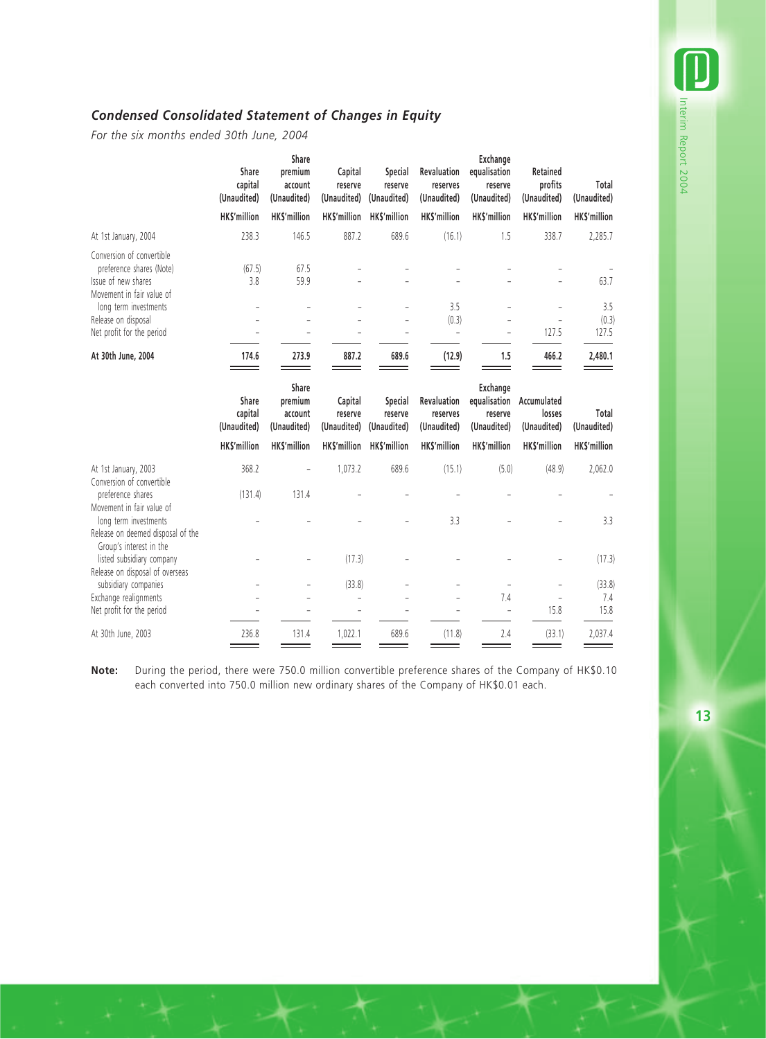## *Condensed Consolidated Statement of Changes in Equity*

*For the six months ended 30th June, 2004*

| | Share capital (Unaudited) | Share premium account (Unaudited) | Capital reserve (Unaudited) | Special reserve (Unaudited) | Revaluation reserves (Unaudited) | Exchange equalisation reserve (Unaudited) | Retained profits (Unaudited) | Total (Unaudited) |
|---|---|---|---|---|---|---|---|---|
| | HK$'million | HK$'million | HK$'million | HK$'million | HK$'million | HK$'million | HK$'million | HK$'million |
| At 1st January, 2004 | 238.3 | 146.5 | 887.2 | 689.6 | (16.1) | 1.5 | 338.7 | 2,285.7 |
| Conversion of convertible preference shares (Note) | (67.5) | 67.5 | – | – | – | – | – | – |
| Issue of new shares | 3.8 | 59.9 | – | – | – | – | – | 63.7 |
| Movement in fair value of long term investments | – | – | – | – | 3.5 | – | – | 3.5 |
| Release on disposal | – | – | – | – | (0.3) | – | – | (0.3) |
| Net profit for the period | – | – | – | – | – | – | 127.5 | 127.5 |
| **At 30th June, 2004** | **174.6** | **273.9** | **887.2** | **689.6** | **(12.9)** | **1.5** | **466.2** | **2,480.1** |

| | Share capital (Unaudited) | Share premium account (Unaudited) | Capital reserve (Unaudited) | Special reserve (Unaudited) | Revaluation reserves (Unaudited) | Exchange equalisation reserve (Unaudited) | Accumulated losses (Unaudited) | Total (Unaudited) |
|---|---|---|---|---|---|---|---|---|
| | HK$'million | HK$'million | HK$'million | HK$'million | HK$'million | HK$'million | HK$'million | HK$'million |
| At 1st January, 2003 | 368.2 | – | 1,073.2 | 689.6 | (15.1) | (5.0) | (48.9) | 2,062.0 |
| Conversion of convertible preference shares | (131.4) | 131.4 | – | – | – | – | – | – |
| Movement in fair value of long term investments | – | – | – | – | 3.3 | – | – | 3.3 |
| Release on deemed disposal of the Group's interest in the listed subsidiary company | – | – | (17.3) | – | – | – | – | (17.3) |
| Release on disposal of overseas subsidiary companies | – | – | (33.8) | – | – | – | – | (33.8) |
| Exchange realignments | – | – | – | – | – | 7.4 | – | 7.4 |
| Net profit for the period | – | – | – | – | – | – | 15.8 | 15.8 |
| At 30th June, 2003 | 236.8 | 131.4 | 1,022.1 | 689.6 | (11.8) | 2.4 | (33.1) | 2,037.4 |

**Note:** During the period, there were 750.0 million convertible preference shares of the Company of HK$0.10 each converted into 750.0 million new ordinary shares of the Company of HK$0.01 each.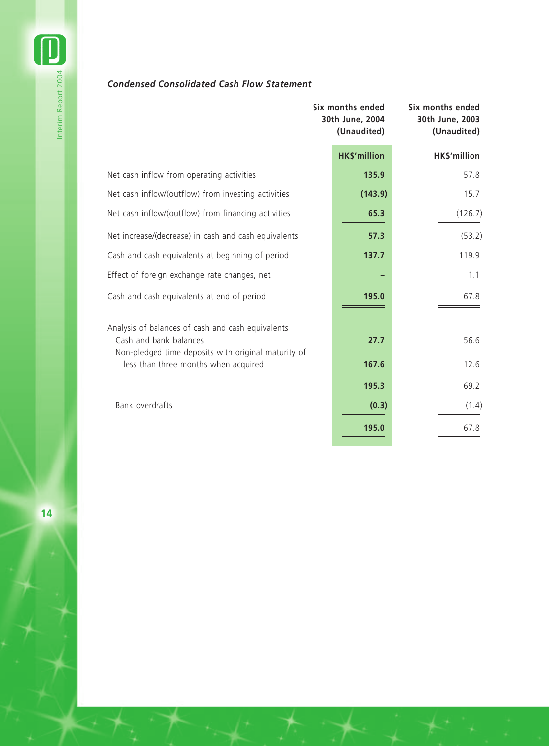### *Condensed Consolidated Cash Flow Statement*

| | Six months ended 30th June, 2004 (Unaudited) | Six months ended 30th June, 2003 (Unaudited) |
|---|---|---|
| | **HK$'million** | **HK$'million** |
| Net cash inflow from operating activities | **135.9** | 57.8 |
| Net cash inflow/(outflow) from investing activities | **(143.9)** | 15.7 |
| Net cash inflow/(outflow) from financing activities | **65.3** | (126.7) |
| Net increase/(decrease) in cash and cash equivalents | **57.3** | (53.2) |
| Cash and cash equivalents at beginning of period | **137.7** | 119.9 |
| Effect of foreign exchange rate changes, net | **–** | 1.1 |
| Cash and cash equivalents at end of period | **195.0** | 67.8 |
| Analysis of balances of cash and cash equivalents | | |
| Cash and bank balances | **27.7** | 56.6 |
| Non-pledged time deposits with original maturity of less than three months when acquired | **167.6** | 12.6 |
| | **195.3** | 69.2 |
| Bank overdrafts | **(0.3)** | (1.4) |
| | **195.0** | 67.8 |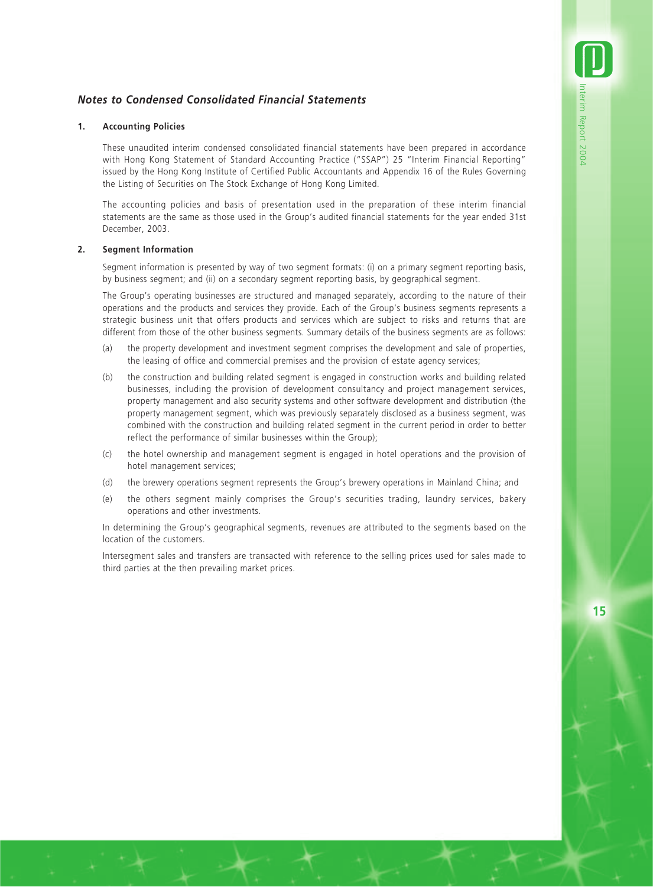## *Notes to Condensed Consolidated Financial Statements*

### 1. Accounting Policies

These unaudited interim condensed consolidated financial statements have been prepared in accordance with Hong Kong Statement of Standard Accounting Practice ("SSAP") 25 "Interim Financial Reporting" issued by the Hong Kong Institute of Certified Public Accountants and Appendix 16 of the Rules Governing the Listing of Securities on The Stock Exchange of Hong Kong Limited.

The accounting policies and basis of presentation used in the preparation of these interim financial statements are the same as those used in the Group's audited financial statements for the year ended 31st December, 2003.

### 2. Segment Information

Segment information is presented by way of two segment formats: (i) on a primary segment reporting basis, by business segment; and (ii) on a secondary segment reporting basis, by geographical segment.

The Group's operating businesses are structured and managed separately, according to the nature of their operations and the products and services they provide. Each of the Group's business segments represents a strategic business unit that offers products and services which are subject to risks and returns that are different from those of the other business segments. Summary details of the business segments are as follows:

(a) the property development and investment segment comprises the development and sale of properties, the leasing of office and commercial premises and the provision of estate agency services;

(b) the construction and building related segment is engaged in construction works and building related businesses, including the provision of development consultancy and project management services, property management and also security systems and other software development and distribution (the property management segment, which was previously separately disclosed as a business segment, was combined with the construction and building related segment in the current period in order to better reflect the performance of similar businesses within the Group);

(c) the hotel ownership and management segment is engaged in hotel operations and the provision of hotel management services;

(d) the brewery operations segment represents the Group's brewery operations in Mainland China; and

(e) the others segment mainly comprises the Group's securities trading, laundry services, bakery operations and other investments.

In determining the Group's geographical segments, revenues are attributed to the segments based on the location of the customers.

Intersegment sales and transfers are transacted with reference to the selling prices used for sales made to third parties at the then prevailing market prices.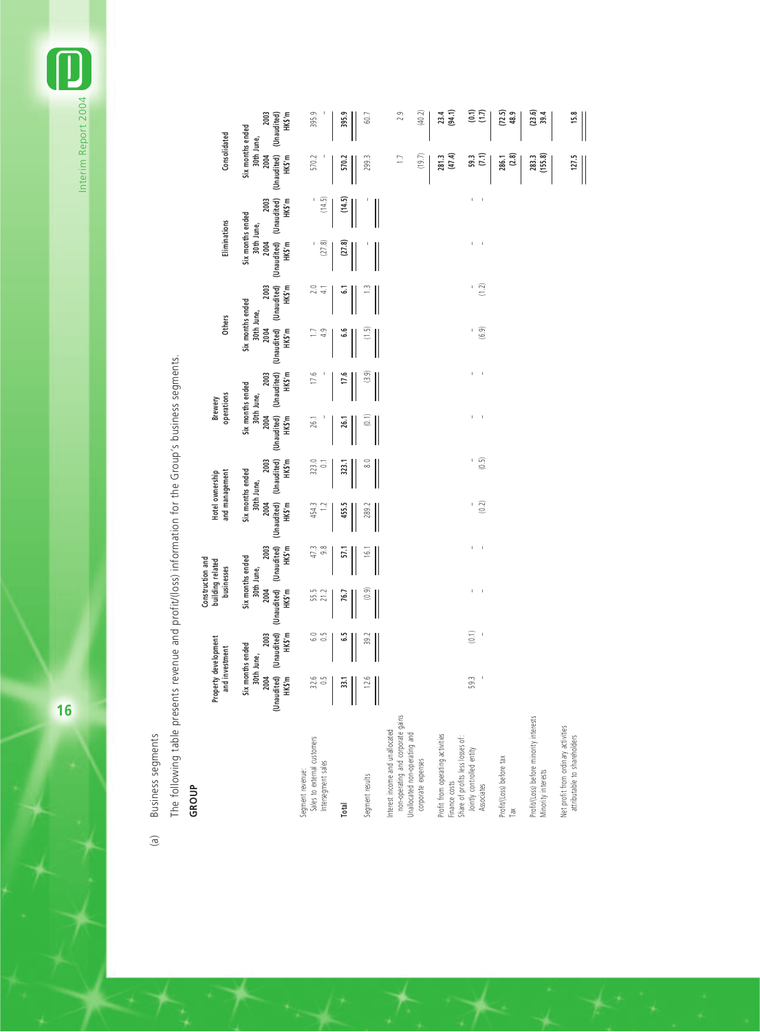(a) Business segments

The following table presents revenue and profit/(loss) information for the Group's business segments.

**GROUP**

| | Property development and investment | | Construction and building related businesses | | Hotel ownership and management | | Brewery operations | | Others | | Eliminations | | Consolidated | |
|---|---|---|---|---|---|---|---|---|---|---|---|---|---|---|
| | Six months ended 30th June, | | Six months ended 30th June, | | Six months ended 30th June, | | Six months ended 30th June, | | Six months ended 30th June, | | Six months ended 30th June, | | Six months ended 30th June, | |
| | 2004 (Unaudited) HK$'m | 2003 (Unaudited) HK$'m | 2004 (Unaudited) HK$'m | 2003 (Unaudited) HK$'m | 2004 (Unaudited) HK$'m | 2003 (Unaudited) HK$'m | 2004 (Unaudited) HK$'m | 2003 (Unaudited) HK$'m | 2004 (Unaudited) HK$'m | 2003 (Unaudited) HK$'m | 2004 (Unaudited) HK$'m | 2003 (Unaudited) HK$'m | 2004 (Unaudited) HK$'m | 2003 (Unaudited) HK$'m |
| Segment revenue: | | | | | | | | | | | | | | |
| Sales to external customers | 32.6 | 6.0 | 55.5 | 47.3 | 454.3 | 323.0 | 26.1 | 17.6 | 1.7 | 2.0 | - | - | 570.2 | 395.9 |
| Intersegment sales | 0.5 | 0.5 | 21.2 | 9.8 | 1.2 | 0.1 | - | - | 4.9 | 4.1 | (27.8) | (14.5) | - | - |
| **Total** | **33.1** | **6.5** | **76.7** | **57.1** | **455.5** | **323.1** | **26.1** | **17.6** | **6.6** | **6.1** | **(27.8)** | **(14.5)** | **570.2** | **395.9** |
| Segment results | 12.6 | 39.2 | (0.9) | 16.1 | 289.2 | 8.0 | (0.1) | (3.9) | (1.5) | 1.3 | - | - | 299.3 | 60.7 |
| Interest income and unallocated non-operating and corporate gains | | | | | | | | | | | | | 1.7 | 2.9 |
| Unallocated non-operating and corporate expenses | | | | | | | | | | | | | (19.7) | (40.2) |
| Profit from operating activities | | | | | | | | | | | | | **281.3** | **23.4** |
| Finance costs | | | | | | | | | | | | | **(47.4)** | **(94.1)** |
| Share of profits less losses of: | | | | | | | | | | | | | | |
| Jointly controlled entity | 59.3 | (0.1) | - | - | - | - | - | - | - | - | - | - | **59.3** | **(0.1)** |
| Associates | - | - | - | - | (0.2) | (0.5) | - | - | (6.9) | (1.2) | - | - | **(7.1)** | **(1.7)** |
| Profit/(Loss) before tax | | | | | | | | | | | | | **286.1** | **(72.5)** |
| Tax | | | | | | | | | | | | | **(2.8)** | **48.9** |
| Profit/(Loss) before minority interests | | | | | | | | | | | | | **283.3** | **(23.6)** |
| Minority interests | | | | | | | | | | | | | **(155.8)** | **39.4** |
| Net profit from ordinary activities attributable to shareholders | | | | | | | | | | | | | **127.5** | **15.8** |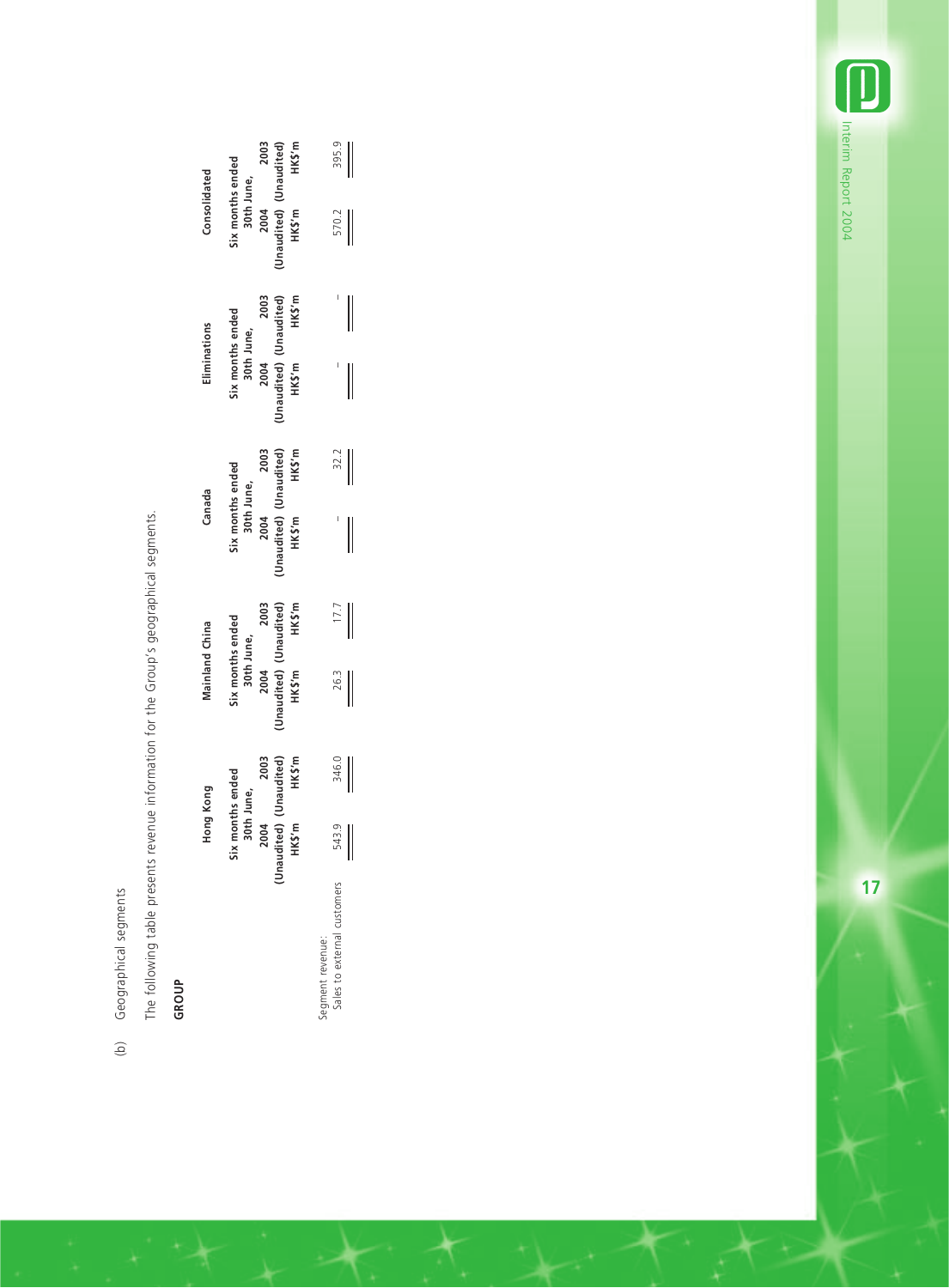(b) Geographical segments

The following table presents revenue information for the Group's geographical segments.

**GROUP**

| | Hong Kong | | Mainland China | | Canada | | Eliminations | | Consolidated | |
|---|---|---|---|---|---|---|---|---|---|---|
| | Six months ended 30th June, | | Six months ended 30th June, | | Six months ended 30th June, | | Six months ended 30th June, | | Six months ended 30th June, | |
| | 2004 (Unaudited) HK$'m | 2003 (Unaudited) HK$'m | 2004 (Unaudited) HK$'m | 2003 (Unaudited) HK$'m | 2004 (Unaudited) HK$'m | 2003 (Unaudited) HK$'m | 2004 (Unaudited) HK$'m | 2003 (Unaudited) HK$'m | 2004 (Unaudited) HK$'m | 2003 (Unaudited) HK$'m |
| Segment revenue: | | | | | | | | | | |
| Sales to external customers | 543.9 | 346.0 | 26.3 | 17.7 | – | 32.2 | – | – | 570.2 | 395.9 |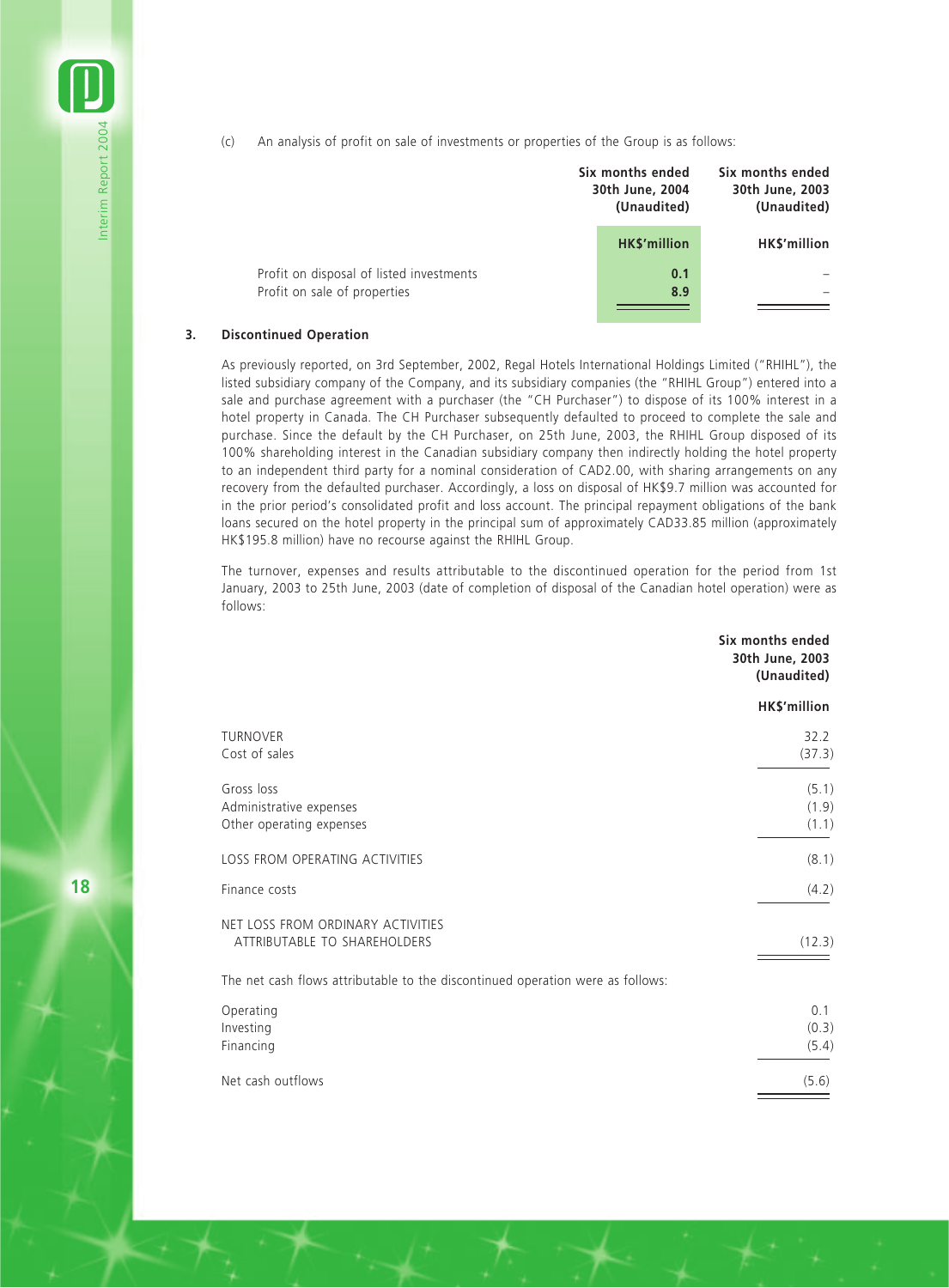(c) An analysis of profit on sale of investments or properties of the Group is as follows:

| | Six months ended 30th June, 2004 (Unaudited) | Six months ended 30th June, 2003 (Unaudited) |
|---|---|---|
| | HK$'million | HK$'million |
| Profit on disposal of listed investments | 0.1 | – |
| Profit on sale of properties | 8.9 | – |

### 3. Discontinued Operation

As previously reported, on 3rd September, 2002, Regal Hotels International Holdings Limited ("RHIHL"), the listed subsidiary company of the Company, and its subsidiary companies (the "RHIHL Group") entered into a sale and purchase agreement with a purchaser (the "CH Purchaser") to dispose of its 100% interest in a hotel property in Canada. The CH Purchaser subsequently defaulted to proceed to complete the sale and purchase. Since the default by the CH Purchaser, on 25th June, 2003, the RHIHL Group disposed of its 100% shareholding interest in the Canadian subsidiary company then indirectly holding the hotel property to an independent third party for a nominal consideration of CAD2.00, with sharing arrangements on any recovery from the defaulted purchaser. Accordingly, a loss on disposal of HK$9.7 million was accounted for in the prior period's consolidated profit and loss account. The principal repayment obligations of the bank loans secured on the hotel property in the principal sum of approximately CAD33.85 million (approximately HK$195.8 million) have no recourse against the RHIHL Group.

The turnover, expenses and results attributable to the discontinued operation for the period from 1st January, 2003 to 25th June, 2003 (date of completion of disposal of the Canadian hotel operation) were as follows:

| | Six months ended 30th June, 2003 (Unaudited) |
|---|---|
| | HK$'million |
| TURNOVER | 32.2 |
| Cost of sales | (37.3) |
| Gross loss | (5.1) |
| Administrative expenses | (1.9) |
| Other operating expenses | (1.1) |
| LOSS FROM OPERATING ACTIVITIES | (8.1) |
| Finance costs | (4.2) |
| NET LOSS FROM ORDINARY ACTIVITIES ATTRIBUTABLE TO SHAREHOLDERS | (12.3) |

The net cash flows attributable to the discontinued operation were as follows:

| | |
|---|---|
| Operating | 0.1 |
| Investing | (0.3) |
| Financing | (5.4) |
| Net cash outflows | (5.6) |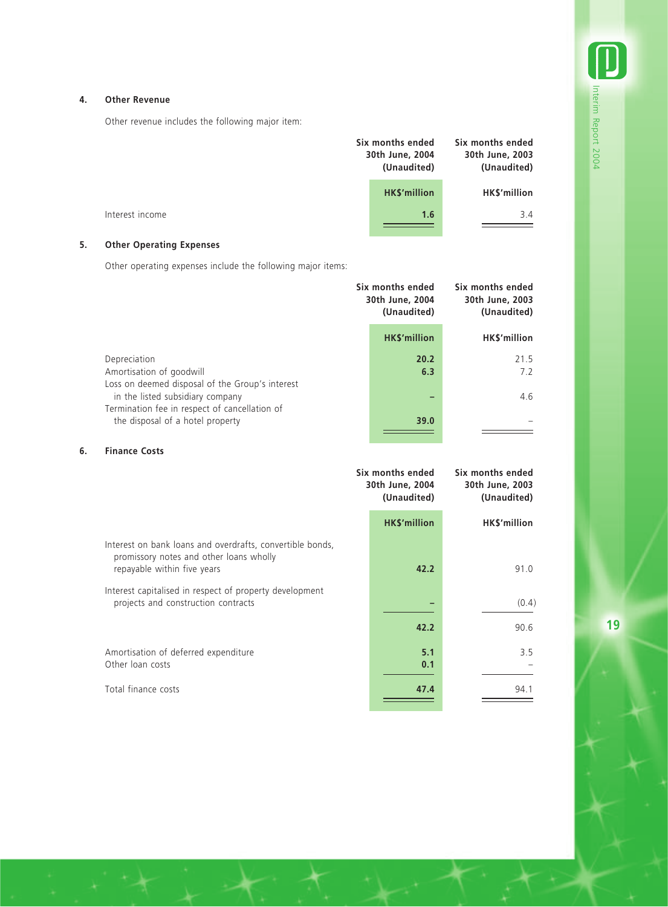### 4. Other Revenue

Other revenue includes the following major item:

| | Six months ended 30th June, 2004 (Unaudited) | Six months ended 30th June, 2003 (Unaudited) |
|---|---|---|
| | HK$'million | HK$'million |
| Interest income | **1.6** | 3.4 |

### 5. Other Operating Expenses

Other operating expenses include the following major items:

| | Six months ended 30th June, 2004 (Unaudited) | Six months ended 30th June, 2003 (Unaudited) |
|---|---|---|
| | HK$'million | HK$'million |
| Depreciation | **20.2** | 21.5 |
| Amortisation of goodwill | **6.3** | 7.2 |
| Loss on deemed disposal of the Group's interest in the listed subsidiary company | **–** | 4.6 |
| Termination fee in respect of cancellation of the disposal of a hotel property | **39.0** | – |

### 6. Finance Costs

| | Six months ended 30th June, 2004 (Unaudited) | Six months ended 30th June, 2003 (Unaudited) |
|---|---|---|
| | HK$'million | HK$'million |
| Interest on bank loans and overdrafts, convertible bonds, promissory notes and other loans wholly repayable within five years | **42.2** | 91.0 |
| Interest capitalised in respect of property development projects and construction contracts | **–** | (0.4) |
| | **42.2** | 90.6 |
| Amortisation of deferred expenditure | **5.1** | 3.5 |
| Other loan costs | **0.1** | – |
| Total finance costs | **47.4** | 94.1 |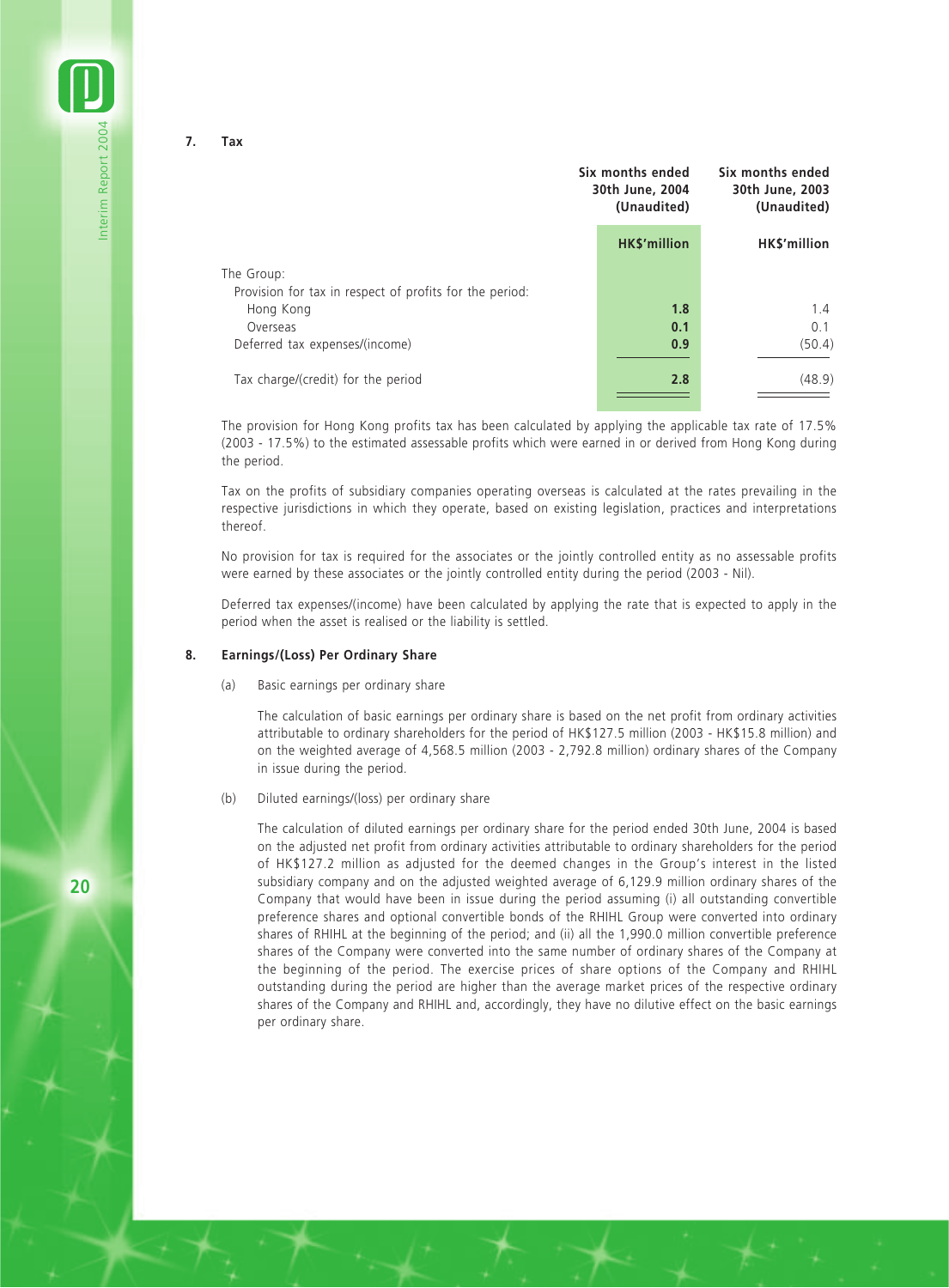## 7. Tax

| | Six months ended 30th June, 2004 (Unaudited) | Six months ended 30th June, 2003 (Unaudited) |
|---|---|---|
| | **HK$'million** | HK$'million |
| The Group: | | |
| Provision for tax in respect of profits for the period: | | |
| Hong Kong | **1.8** | 1.4 |
| Overseas | **0.1** | 0.1 |
| Deferred tax expenses/(income) | **0.9** | (50.4) |
| Tax charge/(credit) for the period | **2.8** | (48.9) |

The provision for Hong Kong profits tax has been calculated by applying the applicable tax rate of 17.5% (2003 - 17.5%) to the estimated assessable profits which were earned in or derived from Hong Kong during the period.

Tax on the profits of subsidiary companies operating overseas is calculated at the rates prevailing in the respective jurisdictions in which they operate, based on existing legislation, practices and interpretations thereof.

No provision for tax is required for the associates or the jointly controlled entity as no assessable profits were earned by these associates or the jointly controlled entity during the period (2003 - Nil).

Deferred tax expenses/(income) have been calculated by applying the rate that is expected to apply in the period when the asset is realised or the liability is settled.

## 8. Earnings/(Loss) Per Ordinary Share

(a) Basic earnings per ordinary share

The calculation of basic earnings per ordinary share is based on the net profit from ordinary activities attributable to ordinary shareholders for the period of HK$127.5 million (2003 - HK$15.8 million) and on the weighted average of 4,568.5 million (2003 - 2,792.8 million) ordinary shares of the Company in issue during the period.

(b) Diluted earnings/(loss) per ordinary share

The calculation of diluted earnings per ordinary share for the period ended 30th June, 2004 is based on the adjusted net profit from ordinary activities attributable to ordinary shareholders for the period of HK$127.2 million as adjusted for the deemed changes in the Group's interest in the listed subsidiary company and on the adjusted weighted average of 6,129.9 million ordinary shares of the Company that would have been in issue during the period assuming (i) all outstanding convertible preference shares and optional convertible bonds of the RHIHL Group were converted into ordinary shares of RHIHL at the beginning of the period; and (ii) all the 1,990.0 million convertible preference shares of the Company were converted into the same number of ordinary shares of the Company at the beginning of the period. The exercise prices of share options of the Company and RHIHL outstanding during the period are higher than the average market prices of the respective ordinary shares of the Company and RHIHL and, accordingly, they have no dilutive effect on the basic earnings per ordinary share.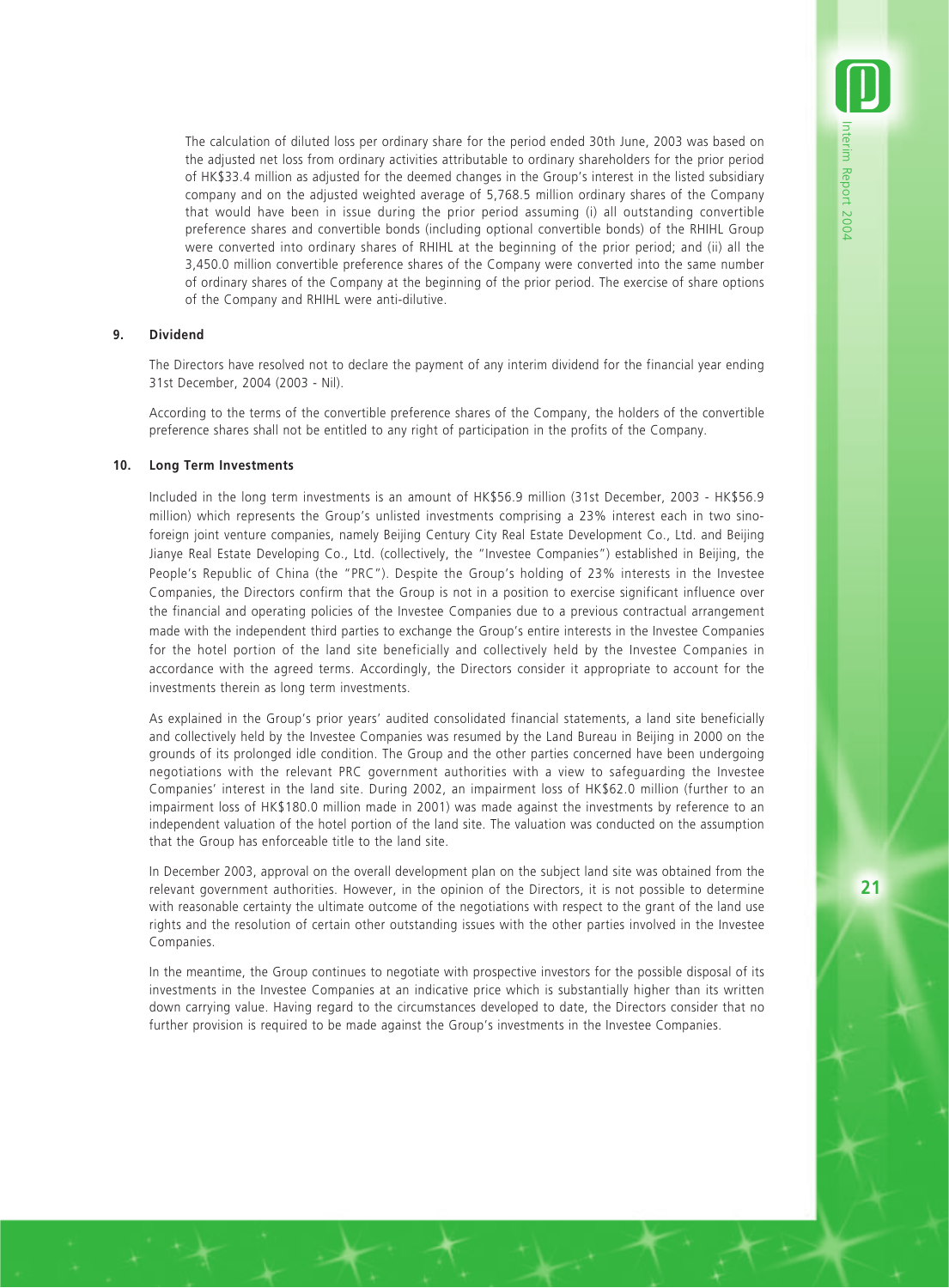The calculation of diluted loss per ordinary share for the period ended 30th June, 2003 was based on the adjusted net loss from ordinary activities attributable to ordinary shareholders for the prior period of HK$33.4 million as adjusted for the deemed changes in the Group's interest in the listed subsidiary company and on the adjusted weighted average of 5,768.5 million ordinary shares of the Company that would have been in issue during the prior period assuming (i) all outstanding convertible preference shares and convertible bonds (including optional convertible bonds) of the RHIHL Group were converted into ordinary shares of RHIHL at the beginning of the prior period; and (ii) all the 3,450.0 million convertible preference shares of the Company were converted into the same number of ordinary shares of the Company at the beginning of the prior period. The exercise of share options of the Company and RHIHL were anti-dilutive.

## 9. Dividend

The Directors have resolved not to declare the payment of any interim dividend for the financial year ending 31st December, 2004 (2003 - Nil).

According to the terms of the convertible preference shares of the Company, the holders of the convertible preference shares shall not be entitled to any right of participation in the profits of the Company.

## 10. Long Term Investments

Included in the long term investments is an amount of HK$56.9 million (31st December, 2003 - HK$56.9 million) which represents the Group's unlisted investments comprising a 23% interest each in two sino-foreign joint venture companies, namely Beijing Century City Real Estate Development Co., Ltd. and Beijing Jianye Real Estate Developing Co., Ltd. (collectively, the "Investee Companies") established in Beijing, the People's Republic of China (the "PRC"). Despite the Group's holding of 23% interests in the Investee Companies, the Directors confirm that the Group is not in a position to exercise significant influence over the financial and operating policies of the Investee Companies due to a previous contractual arrangement made with the independent third parties to exchange the Group's entire interests in the Investee Companies for the hotel portion of the land site beneficially and collectively held by the Investee Companies in accordance with the agreed terms. Accordingly, the Directors consider it appropriate to account for the investments therein as long term investments.

As explained in the Group's prior years' audited consolidated financial statements, a land site beneficially and collectively held by the Investee Companies was resumed by the Land Bureau in Beijing in 2000 on the grounds of its prolonged idle condition. The Group and the other parties concerned have been undergoing negotiations with the relevant PRC government authorities with a view to safeguarding the Investee Companies' interest in the land site. During 2002, an impairment loss of HK$62.0 million (further to an impairment loss of HK$180.0 million made in 2001) was made against the investments by reference to an independent valuation of the hotel portion of the land site. The valuation was conducted on the assumption that the Group has enforceable title to the land site.

In December 2003, approval on the overall development plan on the subject land site was obtained from the relevant government authorities. However, in the opinion of the Directors, it is not possible to determine with reasonable certainty the ultimate outcome of the negotiations with respect to the grant of the land use rights and the resolution of certain other outstanding issues with the other parties involved in the Investee Companies.

In the meantime, the Group continues to negotiate with prospective investors for the possible disposal of its investments in the Investee Companies at an indicative price which is substantially higher than its written down carrying value. Having regard to the circumstances developed to date, the Directors consider that no further provision is required to be made against the Group's investments in the Investee Companies.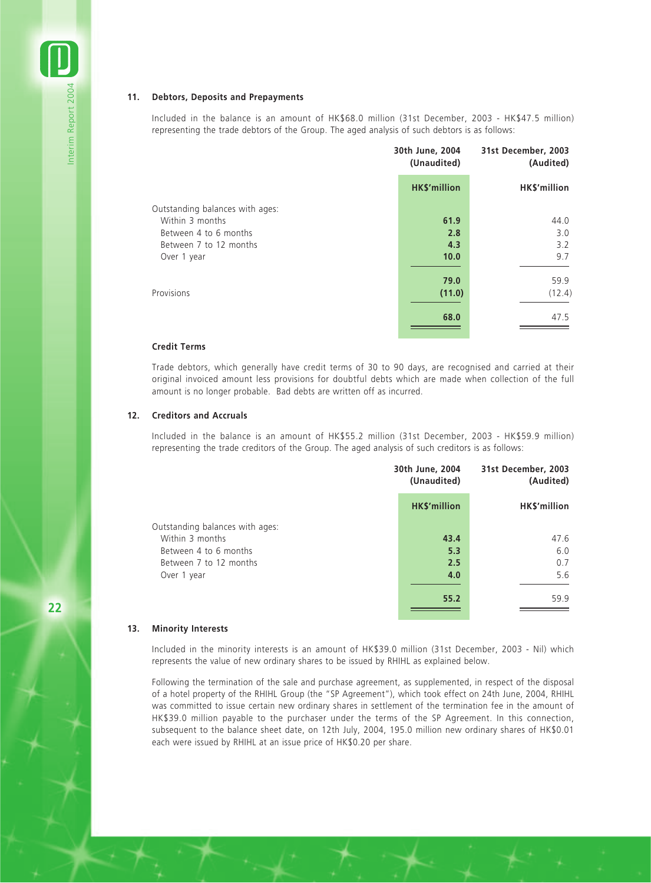### 11. Debtors, Deposits and Prepayments

Included in the balance is an amount of HK$68.0 million (31st December, 2003 - HK$47.5 million) representing the trade debtors of the Group. The aged analysis of such debtors is as follows:

| | 30th June, 2004 (Unaudited) | 31st December, 2003 (Audited) |
|---|---|---|
| | **HK$'million** | **HK$'million** |
| Outstanding balances with ages: | | |
| Within 3 months | **61.9** | 44.0 |
| Between 4 to 6 months | **2.8** | 3.0 |
| Between 7 to 12 months | **4.3** | 3.2 |
| Over 1 year | **10.0** | 9.7 |
| | **79.0** | 59.9 |
| Provisions | **(11.0)** | (12.4) |
| | **68.0** | 47.5 |

**Credit Terms**

Trade debtors, which generally have credit terms of 30 to 90 days, are recognised and carried at their original invoiced amount less provisions for doubtful debts which are made when collection of the full amount is no longer probable. Bad debts are written off as incurred.

### 12. Creditors and Accruals

Included in the balance is an amount of HK$55.2 million (31st December, 2003 - HK$59.9 million) representing the trade creditors of the Group. The aged analysis of such creditors is as follows:

| | 30th June, 2004 (Unaudited) | 31st December, 2003 (Audited) |
|---|---|---|
| | **HK$'million** | **HK$'million** |
| Outstanding balances with ages: | | |
| Within 3 months | **43.4** | 47.6 |
| Between 4 to 6 months | **5.3** | 6.0 |
| Between 7 to 12 months | **2.5** | 0.7 |
| Over 1 year | **4.0** | 5.6 |
| | **55.2** | 59.9 |

### 13. Minority Interests

Included in the minority interests is an amount of HK$39.0 million (31st December, 2003 - Nil) which represents the value of new ordinary shares to be issued by RHIHL as explained below.

Following the termination of the sale and purchase agreement, as supplemented, in respect of the disposal of a hotel property of the RHIHL Group (the "SP Agreement"), which took effect on 24th June, 2004, RHIHL was committed to issue certain new ordinary shares in settlement of the termination fee in the amount of HK$39.0 million payable to the purchaser under the terms of the SP Agreement. In this connection, subsequent to the balance sheet date, on 12th July, 2004, 195.0 million new ordinary shares of HK$0.01 each were issued by RHIHL at an issue price of HK$0.20 per share.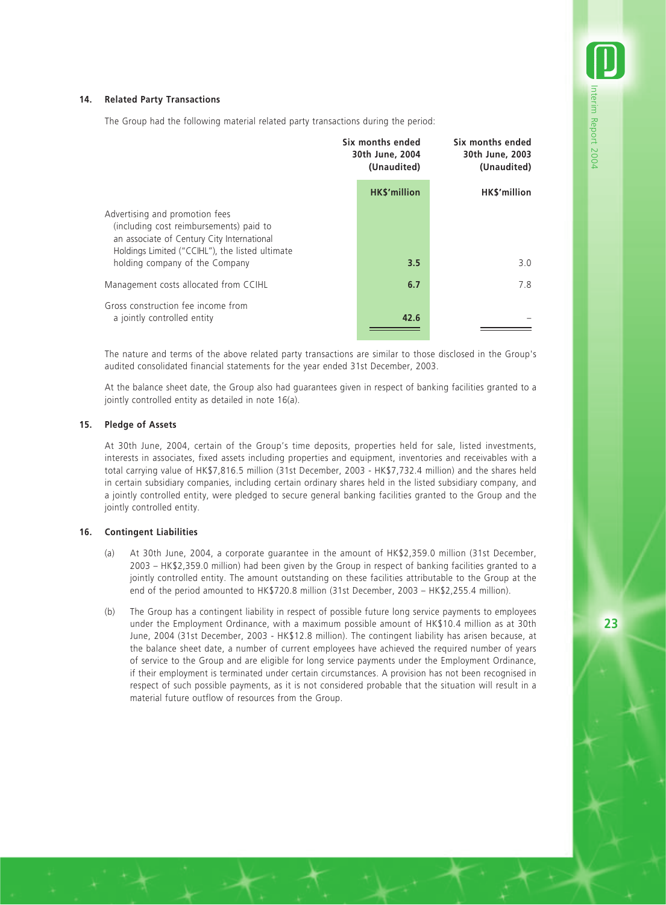### 14. Related Party Transactions

The Group had the following material related party transactions during the period:

| | Six months ended 30th June, 2004 (Unaudited) | Six months ended 30th June, 2003 (Unaudited) |
|---|---|---|
| | **HK$'million** | HK$'million |
| Advertising and promotion fees (including cost reimbursements) paid to an associate of Century City International Holdings Limited ("CCIHL"), the listed ultimate holding company of the Company | **3.5** | 3.0 |
| Management costs allocated from CCIHL | **6.7** | 7.8 |
| Gross construction fee income from a jointly controlled entity | **42.6** | – |

The nature and terms of the above related party transactions are similar to those disclosed in the Group's audited consolidated financial statements for the year ended 31st December, 2003.

At the balance sheet date, the Group also had guarantees given in respect of banking facilities granted to a jointly controlled entity as detailed in note 16(a).

### 15. Pledge of Assets

At 30th June, 2004, certain of the Group's time deposits, properties held for sale, listed investments, interests in associates, fixed assets including properties and equipment, inventories and receivables with a total carrying value of HK$7,816.5 million (31st December, 2003 - HK$7,732.4 million) and the shares held in certain subsidiary companies, including certain ordinary shares held in the listed subsidiary company, and a jointly controlled entity, were pledged to secure general banking facilities granted to the Group and the jointly controlled entity.

### 16. Contingent Liabilities

(a) At 30th June, 2004, a corporate guarantee in the amount of HK$2,359.0 million (31st December, 2003 – HK$2,359.0 million) had been given by the Group in respect of banking facilities granted to a jointly controlled entity. The amount outstanding on these facilities attributable to the Group at the end of the period amounted to HK$720.8 million (31st December, 2003 – HK$2,255.4 million).

(b) The Group has a contingent liability in respect of possible future long service payments to employees under the Employment Ordinance, with a maximum possible amount of HK$10.4 million as at 30th June, 2004 (31st December, 2003 - HK$12.8 million). The contingent liability has arisen because, at the balance sheet date, a number of current employees have achieved the required number of years of service to the Group and are eligible for long service payments under the Employment Ordinance, if their employment is terminated under certain circumstances. A provision has not been recognised in respect of such possible payments, as it is not considered probable that the situation will result in a material future outflow of resources from the Group.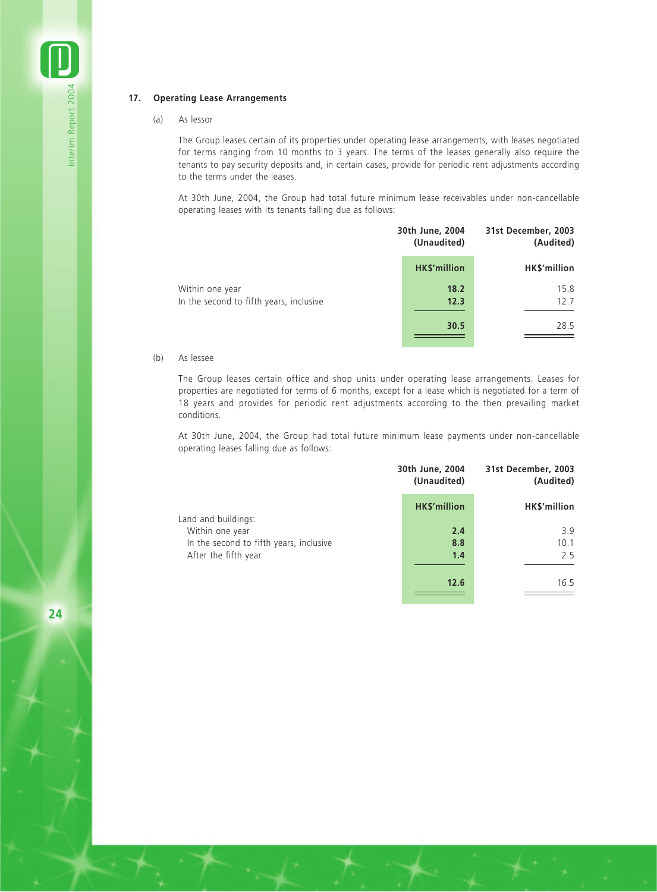## 17. Operating Lease Arrangements

(a) As lessor

The Group leases certain of its properties under operating lease arrangements, with leases negotiated for terms ranging from 10 months to 3 years. The terms of the leases generally also require the tenants to pay security deposits and, in certain cases, provide for periodic rent adjustments according to the terms under the leases.

At 30th June, 2004, the Group had total future minimum lease receivables under non-cancellable operating leases with its tenants falling due as follows:

| | 30th June, 2004 (Unaudited) | 31st December, 2003 (Audited) |
|---|---|---|
| | HK$'million | HK$'million |
| Within one year | **18.2** | 15.8 |
| In the second to fifth years, inclusive | **12.3** | 12.7 |
| | **30.5** | 28.5 |

(b) As lessee

The Group leases certain office and shop units under operating lease arrangements. Leases for properties are negotiated for terms of 6 months, except for a lease which is negotiated for a term of 18 years and provides for periodic rent adjustments according to the then prevailing market conditions.

At 30th June, 2004, the Group had total future minimum lease payments under non-cancellable operating leases falling due as follows:

| | 30th June, 2004 (Unaudited) | 31st December, 2003 (Audited) |
|---|---|---|
| | HK$'million | HK$'million |
| Land and buildings: | | |
| Within one year | **2.4** | 3.9 |
| In the second to fifth years, inclusive | **8.8** | 10.1 |
| After the fifth year | **1.4** | 2.5 |
| | **12.6** | 16.5 |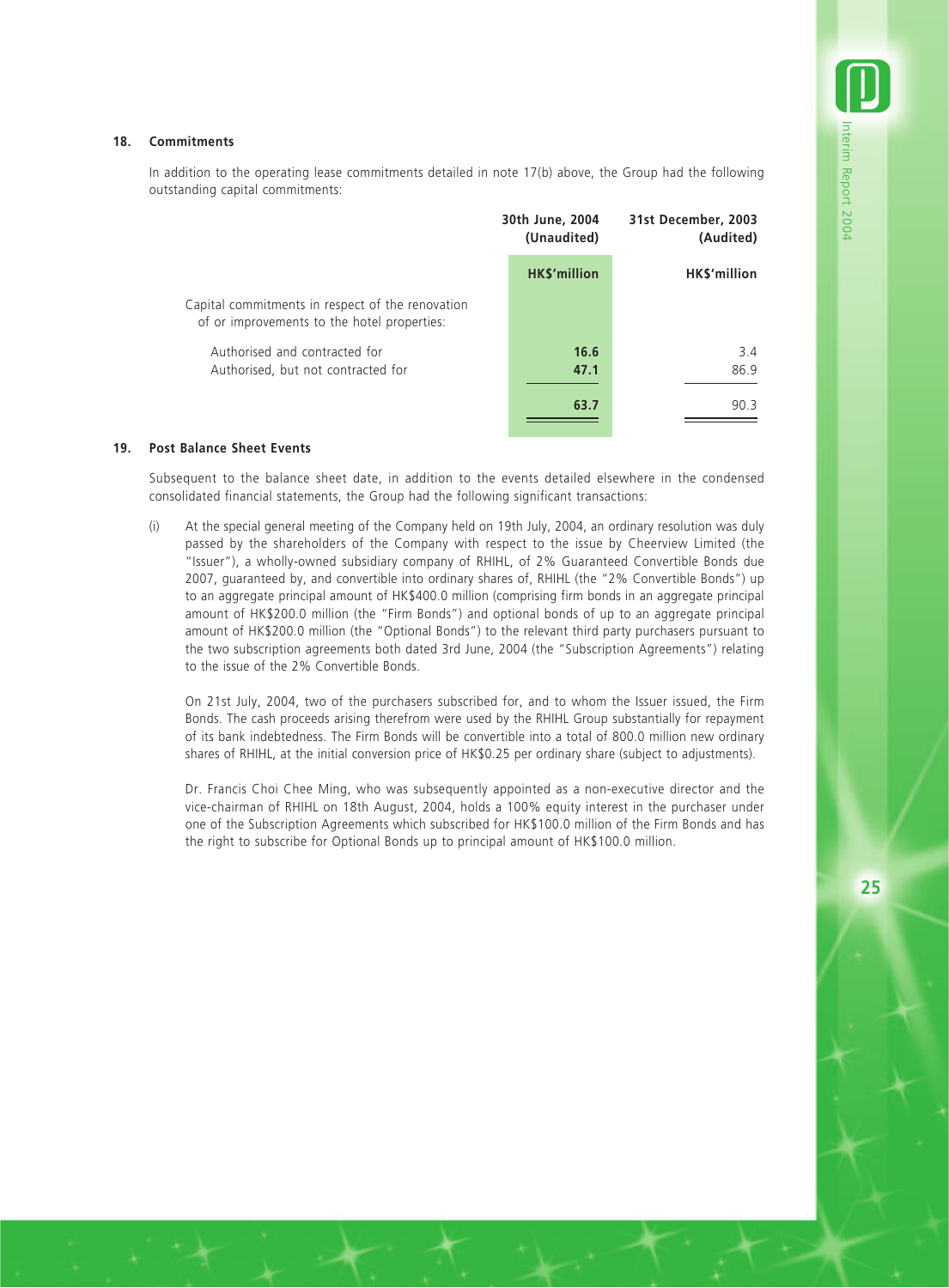### 18. Commitments

In addition to the operating lease commitments detailed in note 17(b) above, the Group had the following outstanding capital commitments:

| | 30th June, 2004 (Unaudited) | 31st December, 2003 (Audited) |
|---|---|---|
| | **HK$'million** | **HK$'million** |
| Capital commitments in respect of the renovation of or improvements to the hotel properties: | | |
| Authorised and contracted for | **16.6** | 3.4 |
| Authorised, but not contracted for | **47.1** | 86.9 |
| | **63.7** | 90.3 |

### 19. Post Balance Sheet Events

Subsequent to the balance sheet date, in addition to the events detailed elsewhere in the condensed consolidated financial statements, the Group had the following significant transactions:

(i) At the special general meeting of the Company held on 19th July, 2004, an ordinary resolution was duly passed by the shareholders of the Company with respect to the issue by Cheerview Limited (the "Issuer"), a wholly-owned subsidiary company of RHIHL, of 2% Guaranteed Convertible Bonds due 2007, guaranteed by, and convertible into ordinary shares of, RHIHL (the "2% Convertible Bonds") up to an aggregate principal amount of HK$400.0 million (comprising firm bonds in an aggregate principal amount of HK$200.0 million (the "Firm Bonds") and optional bonds of up to an aggregate principal amount of HK$200.0 million (the "Optional Bonds") to the relevant third party purchasers pursuant to the two subscription agreements both dated 3rd June, 2004 (the "Subscription Agreements") relating to the issue of the 2% Convertible Bonds.

On 21st July, 2004, two of the purchasers subscribed for, and to whom the Issuer issued, the Firm Bonds. The cash proceeds arising therefrom were used by the RHIHL Group substantially for repayment of its bank indebtedness. The Firm Bonds will be convertible into a total of 800.0 million new ordinary shares of RHIHL, at the initial conversion price of HK$0.25 per ordinary share (subject to adjustments).

Dr. Francis Choi Chee Ming, who was subsequently appointed as a non-executive director and the vice-chairman of RHIHL on 18th August, 2004, holds a 100% equity interest in the purchaser under one of the Subscription Agreements which subscribed for HK$100.0 million of the Firm Bonds and has the right to subscribe for Optional Bonds up to principal amount of HK$100.0 million.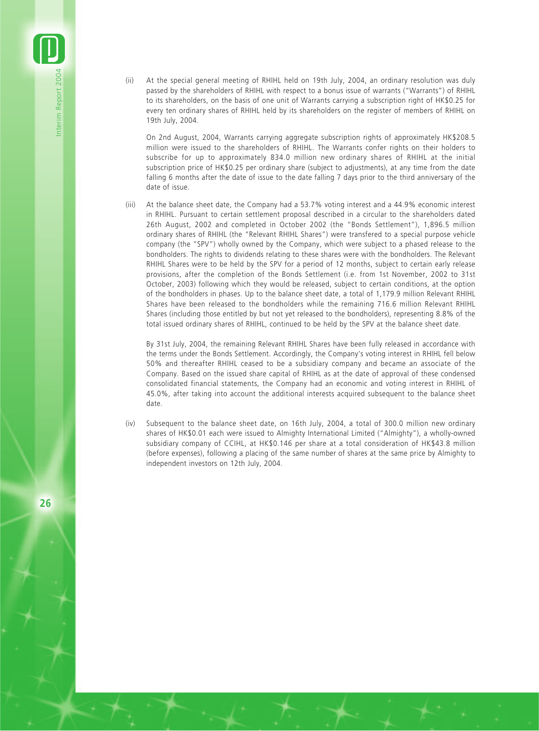(ii) At the special general meeting of RHIHL held on 19th July, 2004, an ordinary resolution was duly passed by the shareholders of RHIHL with respect to a bonus issue of warrants ("Warrants") of RHIHL to its shareholders, on the basis of one unit of Warrants carrying a subscription right of HK$0.25 for every ten ordinary shares of RHIHL held by its shareholders on the register of members of RHIHL on 19th July, 2004.

On 2nd August, 2004, Warrants carrying aggregate subscription rights of approximately HK$208.5 million were issued to the shareholders of RHIHL. The Warrants confer rights on their holders to subscribe for up to approximately 834.0 million new ordinary shares of RHIHL at the initial subscription price of HK$0.25 per ordinary share (subject to adjustments), at any time from the date falling 6 months after the date of issue to the date falling 7 days prior to the third anniversary of the date of issue.

(iii) At the balance sheet date, the Company had a 53.7% voting interest and a 44.9% economic interest in RHIHL. Pursuant to certain settlement proposal described in a circular to the shareholders dated 26th August, 2002 and completed in October 2002 (the "Bonds Settlement"), 1,896.5 million ordinary shares of RHIHL (the "Relevant RHIHL Shares") were transfered to a special purpose vehicle company (the "SPV") wholly owned by the Company, which were subject to a phased release to the bondholders. The rights to dividends relating to these shares were with the bondholders. The Relevant RHIHL Shares were to be held by the SPV for a period of 12 months, subject to certain early release provisions, after the completion of the Bonds Settlement (i.e. from 1st November, 2002 to 31st October, 2003) following which they would be released, subject to certain conditions, at the option of the bondholders in phases. Up to the balance sheet date, a total of 1,179.9 million Relevant RHIHL Shares have been released to the bondholders while the remaining 716.6 million Relevant RHIHL Shares (including those entitled by but not yet released to the bondholders), representing 8.8% of the total issued ordinary shares of RHIHL, continued to be held by the SPV at the balance sheet date.

By 31st July, 2004, the remaining Relevant RHIHL Shares have been fully released in accordance with the terms under the Bonds Settlement. Accordingly, the Company's voting interest in RHIHL fell below 50% and thereafter RHIHL ceased to be a subsidiary company and became an associate of the Company. Based on the issued share capital of RHIHL as at the date of approval of these condensed consolidated financial statements, the Company had an economic and voting interest in RHIHL of 45.0%, after taking into account the additional interests acquired subsequent to the balance sheet date.

(iv) Subsequent to the balance sheet date, on 16th July, 2004, a total of 300.0 million new ordinary shares of HK$0.01 each were issued to Almighty International Limited ("Almighty"), a wholly-owned subsidiary company of CCIHL, at HK$0.146 per share at a total consideration of HK$43.8 million (before expenses), following a placing of the same number of shares at the same price by Almighty to independent investors on 12th July, 2004.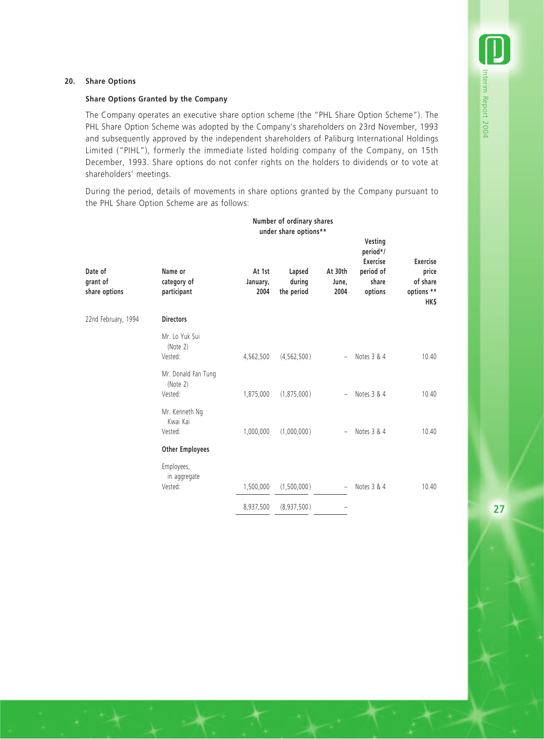## 20. Share Options

### Share Options Granted by the Company

The Company operates an executive share option scheme (the "PHL Share Option Scheme"). The PHL Share Option Scheme was adopted by the Company's shareholders on 23rd November, 1993 and subsequently approved by the independent shareholders of Paliburg International Holdings Limited ("PIHL"), formerly the immediate listed holding company of the Company, on 15th December, 1993. Share options do not confer rights on the holders to dividends or to vote at shareholders' meetings.

During the period, details of movements in share options granted by the Company pursuant to the PHL Share Option Scheme are as follows:

| Date of grant of share options | Name or category of participant | Number of ordinary shares under share options** | | | Vesting period*/ Exercise period of share options | Exercise price of share options ** |
|---|---|---|---|---|---|---|
| | | At 1st January, 2004 | Lapsed during the period | At 30th June, 2004 | | HK$ |
| 22nd February, 1994 | **Directors** | | | | | |
| | Mr. Lo Yuk Sui (Note 2) Vested: | 4,562,500 | (4,562,500) | – | Notes 3 & 4 | 10.40 |
| | Mr. Donald Fan Tung (Note 2) Vested: | 1,875,000 | (1,875,000) | – | Notes 3 & 4 | 10.40 |
| | Mr. Kenneth Ng Kwai Kai Vested: | 1,000,000 | (1,000,000) | – | Notes 3 & 4 | 10.40 |
| | **Other Employees** | | | | | |
| | Employees, in aggregate Vested: | 1,500,000 | (1,500,000) | – | Notes 3 & 4 | 10.40 |
| | | 8,937,500 | (8,937,500) | – | | |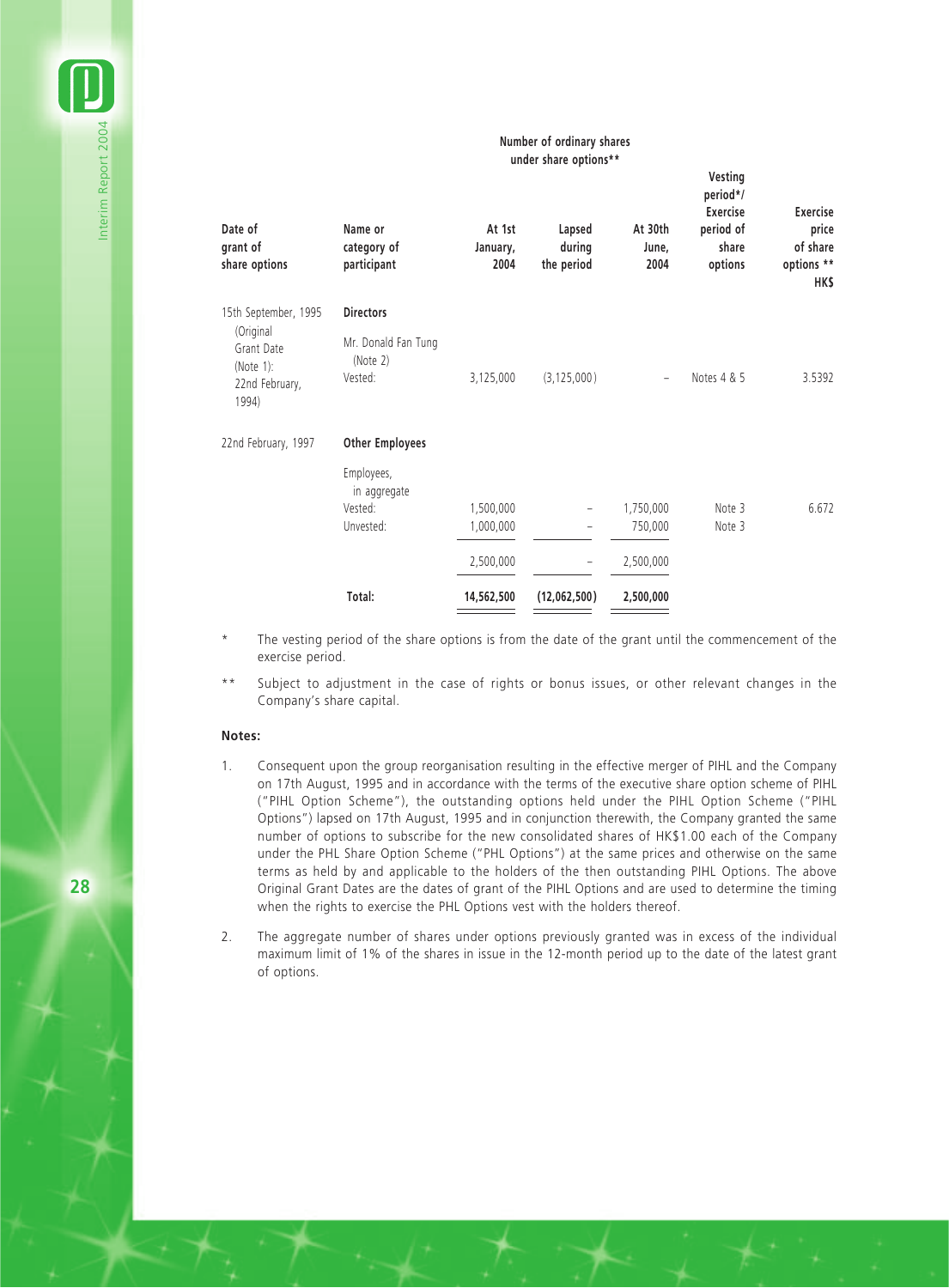| Date of grant of share options | Name or category of participant | Number of ordinary shares under share options** | | | Vesting period*/ Exercise period of share options | Exercise price of share options ** HK$ |
|---|---|---|---|---|---|---|
| | | At 1st January, 2004 | Lapsed during the period | At 30th June, 2004 | | |
| 15th September, 1995 (Original Grant Date (Note 1): 22nd February, 1994) | **Directors** | | | | | |
| | Mr. Donald Fan Tung (Note 2) Vested: | 3,125,000 | (3,125,000) | – | Notes 4 & 5 | 3.5392 |
| 22nd February, 1997 | **Other Employees** | | | | | |
| | Employees, in aggregate | | | | | |
| | Vested: | 1,500,000 | – | 1,750,000 | Note 3 | 6.672 |
| | Unvested: | 1,000,000 | – | 750,000 | Note 3 | |
| | | 2,500,000 | – | 2,500,000 | | |
| | **Total:** | **14,562,500** | **(12,062,500)** | **2,500,000** | | |

\* The vesting period of the share options is from the date of the grant until the commencement of the exercise period.

\*\* Subject to adjustment in the case of rights or bonus issues, or other relevant changes in the Company's share capital.

**Notes:**

1. Consequent upon the group reorganisation resulting in the effective merger of PIHL and the Company on 17th August, 1995 and in accordance with the terms of the executive share option scheme of PIHL ("PIHL Option Scheme"), the outstanding options held under the PIHL Option Scheme ("PIHL Options") lapsed on 17th August, 1995 and in conjunction therewith, the Company granted the same number of options to subscribe for the new consolidated shares of HK$1.00 each of the Company under the PHL Share Option Scheme ("PHL Options") at the same prices and otherwise on the same terms as held by and applicable to the holders of the then outstanding PIHL Options. The above Original Grant Dates are the dates of grant of the PIHL Options and are used to determine the timing when the rights to exercise the PHL Options vest with the holders thereof.

2. The aggregate number of shares under options previously granted was in excess of the individual maximum limit of 1% of the shares in issue in the 12-month period up to the date of the latest grant of options.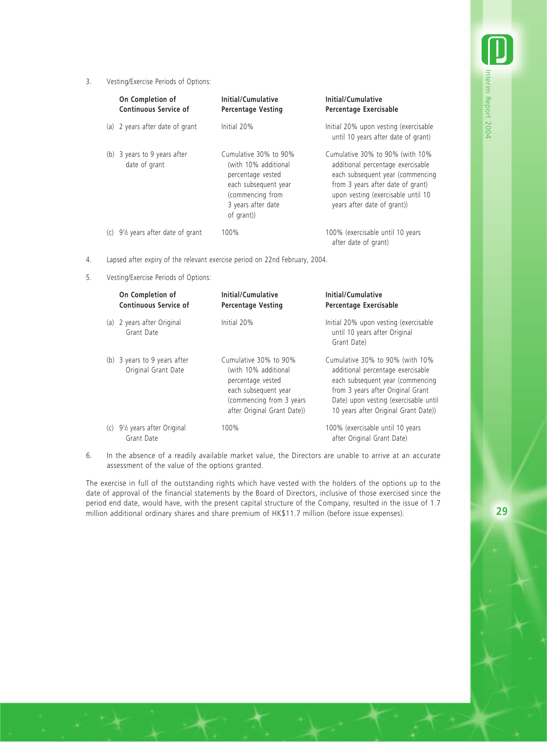3. Vesting/Exercise Periods of Options:

| On Completion of Continuous Service of | Initial/Cumulative Percentage Vesting | Initial/Cumulative Percentage Exercisable |
|---|---|---|
| (a) 2 years after date of grant | Initial 20% | Initial 20% upon vesting (exercisable until 10 years after date of grant) |
| (b) 3 years to 9 years after date of grant | Cumulative 30% to 90% (with 10% additional percentage vested each subsequent year (commencing from 3 years after date of grant)) | Cumulative 30% to 90% (with 10% additional percentage exercisable each subsequent year (commencing from 3 years after date of grant) upon vesting (exercisable until 10 years after date of grant)) |
| (c) 9½ years after date of grant | 100% | 100% (exercisable until 10 years after date of grant) |

4. Lapsed after expiry of the relevant exercise period on 22nd February, 2004.

5. Vesting/Exercise Periods of Options:

| On Completion of Continuous Service of | Initial/Cumulative Percentage Vesting | Initial/Cumulative Percentage Exercisable |
|---|---|---|
| (a) 2 years after Original Grant Date | Initial 20% | Initial 20% upon vesting (exercisable until 10 years after Original Grant Date) |
| (b) 3 years to 9 years after Original Grant Date | Cumulative 30% to 90% (with 10% additional percentage vested each subsequent year (commencing from 3 years after Original Grant Date)) | Cumulative 30% to 90% (with 10% additional percentage exercisable each subsequent year (commencing from 3 years after Original Grant Date) upon vesting (exercisable until 10 years after Original Grant Date)) |
| (c) 9½ years after Original Grant Date | 100% | 100% (exercisable until 10 years after Original Grant Date) |

6. In the absence of a readily available market value, the Directors are unable to arrive at an accurate assessment of the value of the options granted.

The exercise in full of the outstanding rights which have vested with the holders of the options up to the date of approval of the financial statements by the Board of Directors, inclusive of those exercised since the period end date, would have, with the present capital structure of the Company, resulted in the issue of 1.7 million additional ordinary shares and share premium of HK$11.7 million (before issue expenses).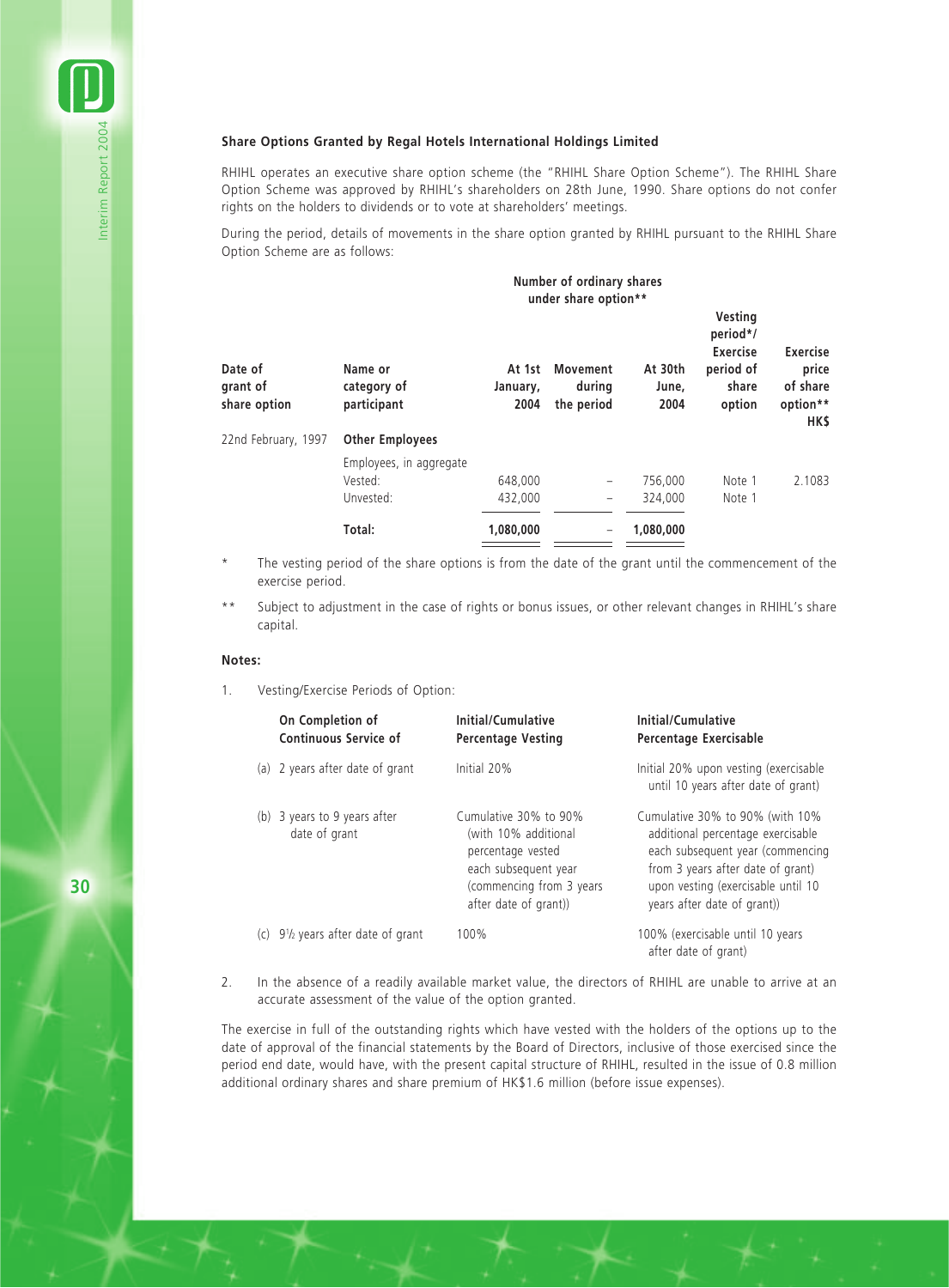### Share Options Granted by Regal Hotels International Holdings Limited

RHIHL operates an executive share option scheme (the "RHIHL Share Option Scheme"). The RHIHL Share Option Scheme was approved by RHIHL's shareholders on 28th June, 1990. Share options do not confer rights on the holders to dividends or to vote at shareholders' meetings.

During the period, details of movements in the share option granted by RHIHL pursuant to the RHIHL Share Option Scheme are as follows:

| Date of grant of share option | Name or category of participant | Number of ordinary shares under share option** | | | Vesting period*/ Exercise period of share option | Exercise price of share option** HK$ |
|---|---|---|---|---|---|---|
| | | At 1st January, 2004 | Movement during the period | At 30th June, 2004 | | |
| 22nd February, 1997 | **Other Employees** | | | | | |
| | Employees, in aggregate | | | | | |
| | Vested: | 648,000 | – | 756,000 | Note 1 | 2.1083 |
| | Unvested: | 432,000 | – | 324,000 | Note 1 | |
| | **Total:** | **1,080,000** | – | **1,080,000** | | |

\* The vesting period of the share options is from the date of the grant until the commencement of the exercise period.

** Subject to adjustment in the case of rights or bonus issues, or other relevant changes in RHIHL's share capital.

**Notes:**

1. Vesting/Exercise Periods of Option:

| On Completion of Continuous Service of | Initial/Cumulative Percentage Vesting | Initial/Cumulative Percentage Exercisable |
|---|---|---|
| (a) 2 years after date of grant | Initial 20% | Initial 20% upon vesting (exercisable until 10 years after date of grant) |
| (b) 3 years to 9 years after date of grant | Cumulative 30% to 90% (with 10% additional percentage vested each subsequent year (commencing from 3 years after date of grant)) | Cumulative 30% to 90% (with 10% additional percentage exercisable each subsequent year (commencing from 3 years after date of grant) upon vesting (exercisable until 10 years after date of grant)) |
| (c) 9½ years after date of grant | 100% | 100% (exercisable until 10 years after date of grant) |

2. In the absence of a readily available market value, the directors of RHIHL are unable to arrive at an accurate assessment of the value of the option granted.

The exercise in full of the outstanding rights which have vested with the holders of the options up to the date of approval of the financial statements by the Board of Directors, inclusive of those exercised since the period end date, would have, with the present capital structure of RHIHL, resulted in the issue of 0.8 million additional ordinary shares and share premium of HK$1.6 million (before issue expenses).